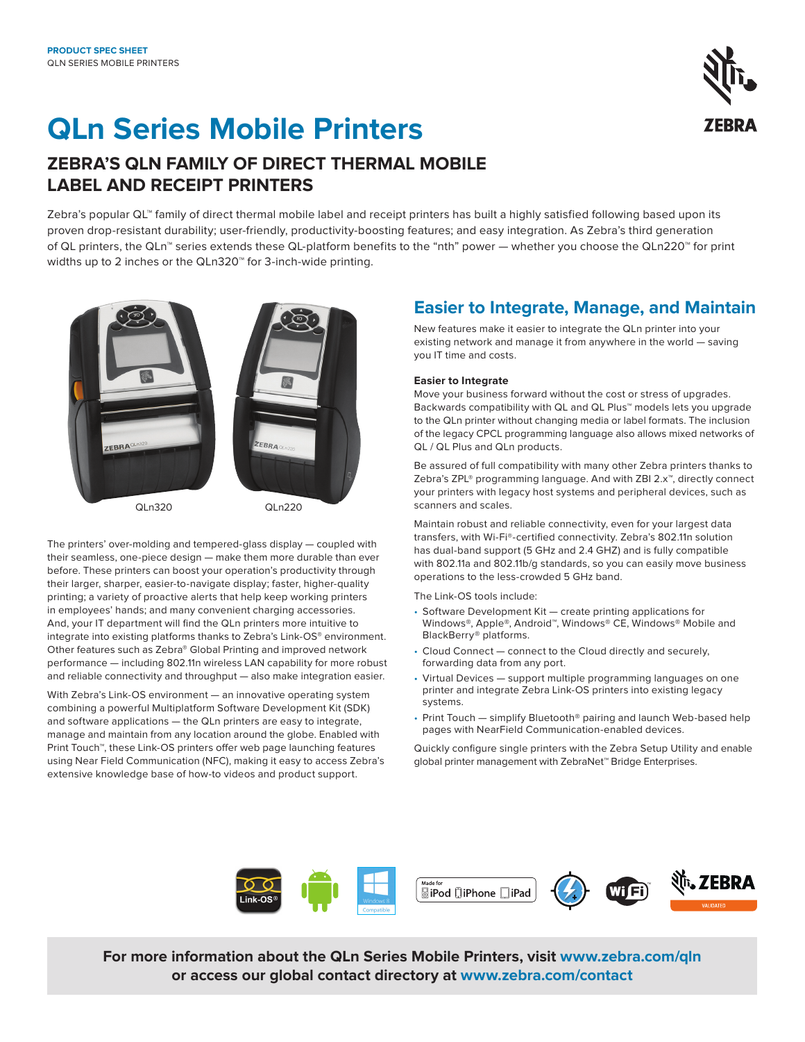PRODUCT SPEC SHEET
QLN SERIES MOBILE PRINTERS

# QLn Series Mobile Printers

## ZEBRA'S QLN FAMILY OF DIRECT THERMAL MOBILE LABEL AND RECEIPT PRINTERS

Zebra's popular QL™ family of direct thermal mobile label and receipt printers has built a highly satisfied following based upon its proven drop-resistant durability; user-friendly, productivity-boosting features; and easy integration. As Zebra's third generation of QL printers, the QLn™ series extends these QL-platform benefits to the "nth" power — whether you choose the QLn220™ for print widths up to 2 inches or the QLn320™ for 3-inch-wide printing.

QLn320 QLn220

The printers' over-molding and tempered-glass display — coupled with their seamless, one-piece design — make them more durable than ever before. These printers can boost your operation's productivity through their larger, sharper, easier-to-navigate display; faster, higher-quality printing; a variety of proactive alerts that help keep working printers in employees' hands; and many convenient charging accessories. And, your IT department will find the QLn printers more intuitive to integrate into existing platforms thanks to Zebra's Link-OS® environment. Other features such as Zebra® Global Printing and improved network performance — including 802.11n wireless LAN capability for more robust and reliable connectivity and throughput — also make integration easier.

With Zebra's Link-OS environment — an innovative operating system combining a powerful Multiplatform Software Development Kit (SDK) and software applications — the QLn printers are easy to integrate, manage and maintain from any location around the globe. Enabled with Print Touch™, these Link-OS printers offer web page launching features using Near Field Communication (NFC), making it easy to access Zebra's extensive knowledge base of how-to videos and product support.

## Easier to Integrate, Manage, and Maintain

New features make it easier to integrate the QLn printer into your existing network and manage it from anywhere in the world — saving you IT time and costs.

### Easier to Integrate

Move your business forward without the cost or stress of upgrades. Backwards compatibility with QL and QL Plus™ models lets you upgrade to the QLn printer without changing media or label formats. The inclusion of the legacy CPCL programming language also allows mixed networks of QL / QL Plus and QLn products.

Be assured of full compatibility with many other Zebra printers thanks to Zebra's ZPL® programming language. And with ZBI 2.x™, directly connect your printers with legacy host systems and peripheral devices, such as scanners and scales.

Maintain robust and reliable connectivity, even for your largest data transfers, with Wi-Fi®-certified connectivity. Zebra's 802.11n solution has dual-band support (5 GHz and 2.4 GHZ) and is fully compatible with 802.11a and 802.11b/g standards, so you can easily move business operations to the less-crowded 5 GHz band.

The Link-OS tools include:

- Software Development Kit — create printing applications for Windows®, Apple®, Android™, Windows® CE, Windows® Mobile and BlackBerry® platforms.
- Cloud Connect — connect to the Cloud directly and securely, forwarding data from any port.
- Virtual Devices — support multiple programming languages on one printer and integrate Zebra Link-OS printers into existing legacy systems.
- Print Touch — simplify Bluetooth® pairing and launch Web-based help pages with NearField Communication-enabled devices.

Quickly configure single printers with the Zebra Setup Utility and enable global printer management with ZebraNet™ Bridge Enterprises.

**For more information about the QLn Series Mobile Printers, visit www.zebra.com/qln or access our global contact directory at www.zebra.com/contact**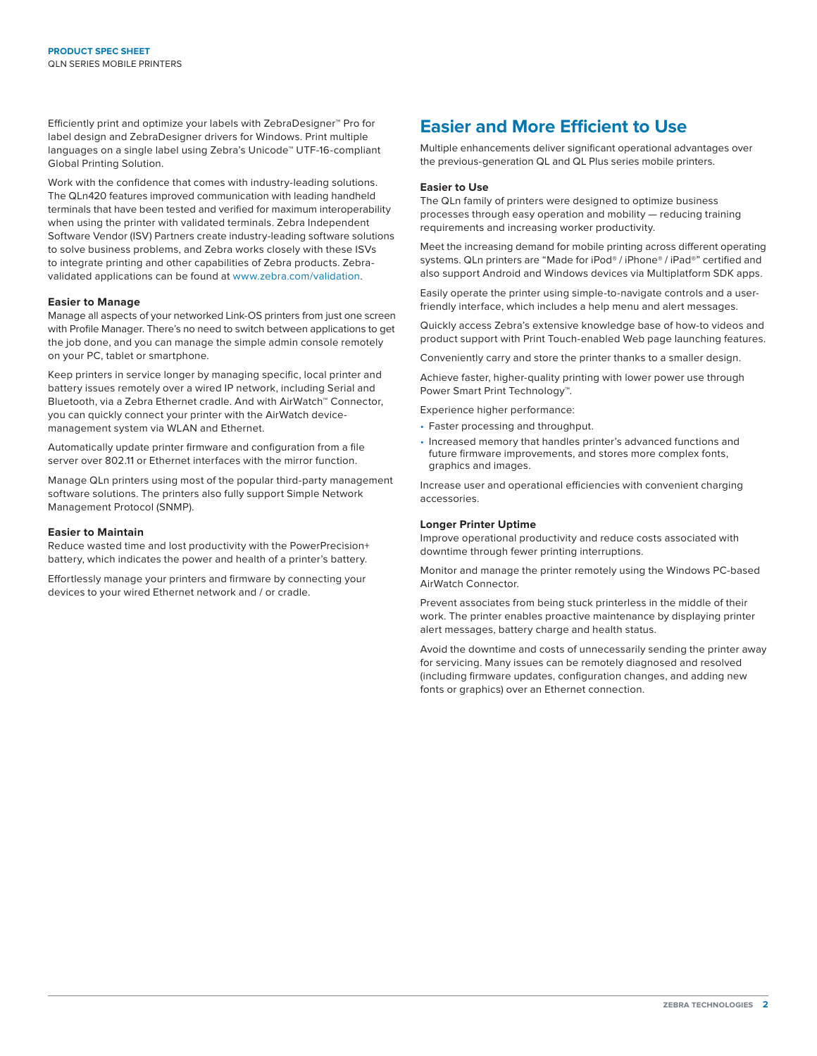Efficiently print and optimize your labels with ZebraDesigner™ Pro for label design and ZebraDesigner drivers for Windows. Print multiple languages on a single label using Zebra's Unicode™ UTF-16-compliant Global Printing Solution.

Work with the confidence that comes with industry-leading solutions. The QLn420 features improved communication with leading handheld terminals that have been tested and verified for maximum interoperability when using the printer with validated terminals. Zebra Independent Software Vendor (ISV) Partners create industry-leading software solutions to solve business problems, and Zebra works closely with these ISVs to integrate printing and other capabilities of Zebra products. Zebra-validated applications can be found at www.zebra.com/validation.

**Easier to Manage**

Manage all aspects of your networked Link-OS printers from just one screen with Profile Manager. There's no need to switch between applications to get the job done, and you can manage the simple admin console remotely on your PC, tablet or smartphone.

Keep printers in service longer by managing specific, local printer and battery issues remotely over a wired IP network, including Serial and Bluetooth, via a Zebra Ethernet cradle. And with AirWatch™ Connector, you can quickly connect your printer with the AirWatch device-management system via WLAN and Ethernet.

Automatically update printer firmware and configuration from a file server over 802.11 or Ethernet interfaces with the mirror function.

Manage QLn printers using most of the popular third-party management software solutions. The printers also fully support Simple Network Management Protocol (SNMP).

**Easier to Maintain**

Reduce wasted time and lost productivity with the PowerPrecision+ battery, which indicates the power and health of a printer's battery.

Effortlessly manage your printers and firmware by connecting your devices to your wired Ethernet network and / or cradle.

## Easier and More Efficient to Use

Multiple enhancements deliver significant operational advantages over the previous-generation QL and QL Plus series mobile printers.

**Easier to Use**

The QLn family of printers were designed to optimize business processes through easy operation and mobility — reducing training requirements and increasing worker productivity.

Meet the increasing demand for mobile printing across different operating systems. QLn printers are "Made for iPod® / iPhone® / iPad®" certified and also support Android and Windows devices via Multiplatform SDK apps.

Easily operate the printer using simple-to-navigate controls and a user-friendly interface, which includes a help menu and alert messages.

Quickly access Zebra's extensive knowledge base of how-to videos and product support with Print Touch-enabled Web page launching features.

Conveniently carry and store the printer thanks to a smaller design.

Achieve faster, higher-quality printing with lower power use through Power Smart Print Technology™.

Experience higher performance:

- Faster processing and throughput.
- Increased memory that handles printer's advanced functions and future firmware improvements, and stores more complex fonts, graphics and images.

Increase user and operational efficiencies with convenient charging accessories.

**Longer Printer Uptime**

Improve operational productivity and reduce costs associated with downtime through fewer printing interruptions.

Monitor and manage the printer remotely using the Windows PC-based AirWatch Connector.

Prevent associates from being stuck printerless in the middle of their work. The printer enables proactive maintenance by displaying printer alert messages, battery charge and health status.

Avoid the downtime and costs of unnecessarily sending the printer away for servicing. Many issues can be remotely diagnosed and resolved (including firmware updates, configuration changes, and adding new fonts or graphics) over an Ethernet connection.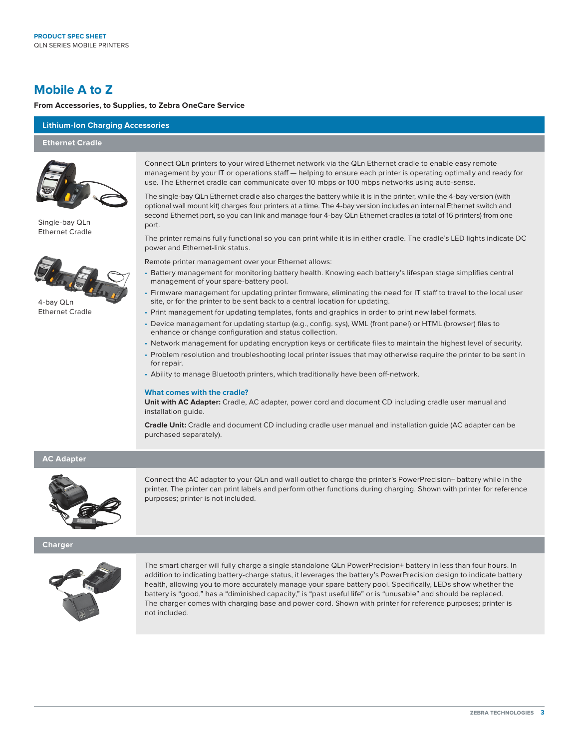# Mobile A to Z

**From Accessories, to Supplies, to Zebra OneCare Service**

## Lithium-Ion Charging Accessories

### Ethernet Cradle

Single-bay QLn Ethernet Cradle

4-bay QLn Ethernet Cradle

Connect QLn printers to your wired Ethernet network via the QLn Ethernet cradle to enable easy remote management by your IT or operations staff — helping to ensure each printer is operating optimally and ready for use. The Ethernet cradle can communicate over 10 mbps or 100 mbps networks using auto-sense.

The single-bay QLn Ethernet cradle also charges the battery while it is in the printer, while the 4-bay version (with optional wall mount kit) charges four printers at a time. The 4-bay version includes an internal Ethernet switch and second Ethernet port, so you can link and manage four 4-bay QLn Ethernet cradles (a total of 16 printers) from one port.

The printer remains fully functional so you can print while it is in either cradle. The cradle's LED lights indicate DC power and Ethernet-link status.

Remote printer management over your Ethernet allows:

- Battery management for monitoring battery health. Knowing each battery's lifespan stage simplifies central management of your spare-battery pool.
- Firmware management for updating printer firmware, eliminating the need for IT staff to travel to the local user site, or for the printer to be sent back to a central location for updating.
- Print management for updating templates, fonts and graphics in order to print new label formats.
- Device management for updating startup (e.g., config. sys), WML (front panel) or HTML (browser) files to enhance or change configuration and status collection.
- Network management for updating encryption keys or certificate files to maintain the highest level of security.
- Problem resolution and troubleshooting local printer issues that may otherwise require the printer to be sent in for repair.
- Ability to manage Bluetooth printers, which traditionally have been off-network.

#### What comes with the cradle?

**Unit with AC Adapter:** Cradle, AC adapter, power cord and document CD including cradle user manual and installation guide.

**Cradle Unit:** Cradle and document CD including cradle user manual and installation guide (AC adapter can be purchased separately).

### AC Adapter

Connect the AC adapter to your QLn and wall outlet to charge the printer's PowerPrecision+ battery while in the printer. The printer can print labels and perform other functions during charging. Shown with printer for reference purposes; printer is not included.

### Charger

The smart charger will fully charge a single standalone QLn PowerPrecision+ battery in less than four hours. In addition to indicating battery-charge status, it leverages the battery's PowerPrecision design to indicate battery health, allowing you to more accurately manage your spare battery pool. Specifically, LEDs show whether the battery is "good," has a "diminished capacity," is "past useful life" or is "unusable" and should be replaced. The charger comes with charging base and power cord. Shown with printer for reference purposes; printer is not included.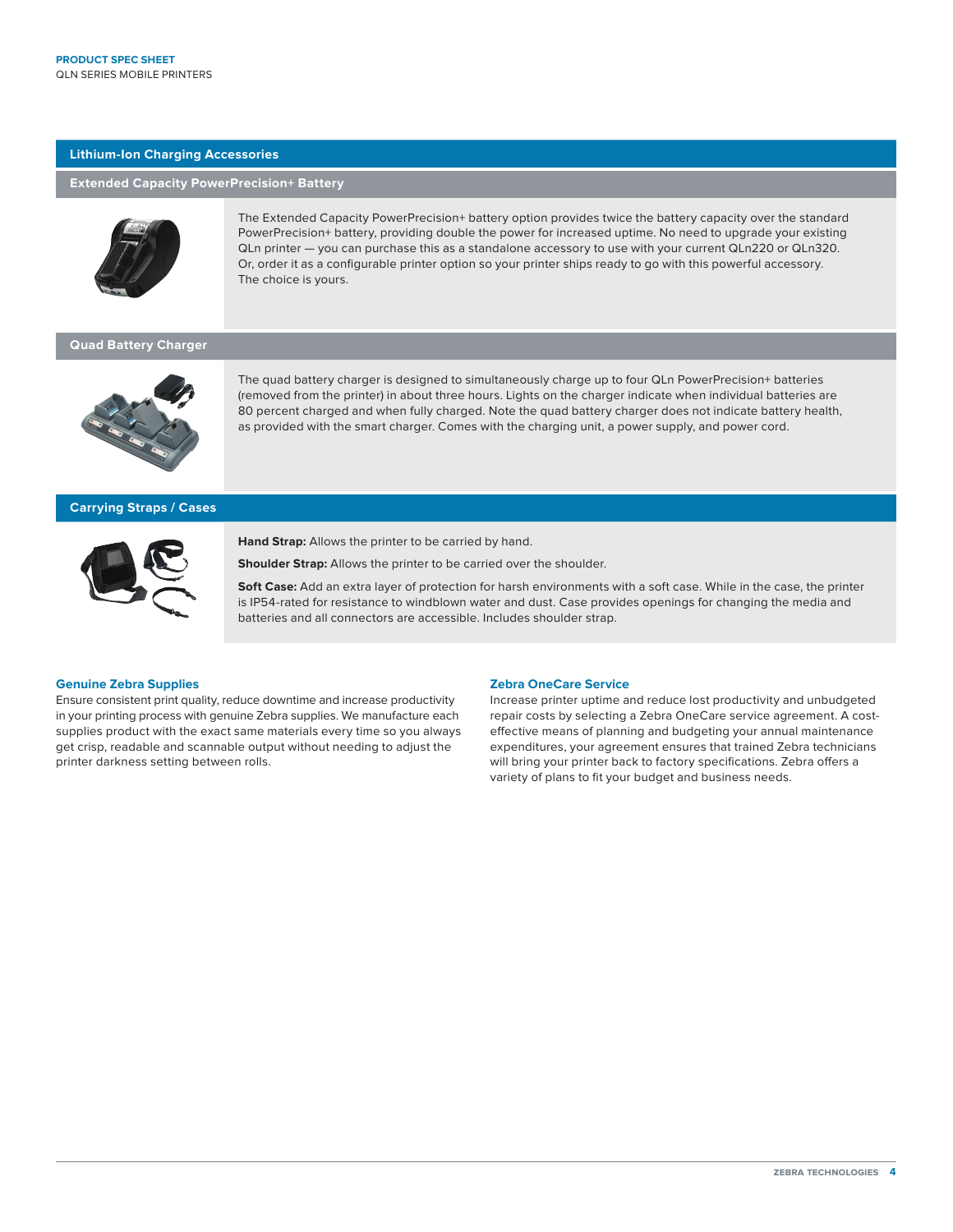## Lithium-Ion Charging Accessories

### Extended Capacity PowerPrecision+ Battery

The Extended Capacity PowerPrecision+ battery option provides twice the battery capacity over the standard PowerPrecision+ battery, providing double the power for increased uptime. No need to upgrade your existing QLn printer — you can purchase this as a standalone accessory to use with your current QLn220 or QLn320. Or, order it as a configurable printer option so your printer ships ready to go with this powerful accessory. The choice is yours.

### Quad Battery Charger

The quad battery charger is designed to simultaneously charge up to four QLn PowerPrecision+ batteries (removed from the printer) in about three hours. Lights on the charger indicate when individual batteries are 80 percent charged and when fully charged. Note the quad battery charger does not indicate battery health, as provided with the smart charger. Comes with the charging unit, a power supply, and power cord.

## Carrying Straps / Cases

**Hand Strap:** Allows the printer to be carried by hand.

**Shoulder Strap:** Allows the printer to be carried over the shoulder.

**Soft Case:** Add an extra layer of protection for harsh environments with a soft case. While in the case, the printer is IP54-rated for resistance to windblown water and dust. Case provides openings for changing the media and batteries and all connectors are accessible. Includes shoulder strap.

### Genuine Zebra Supplies

Ensure consistent print quality, reduce downtime and increase productivity in your printing process with genuine Zebra supplies. We manufacture each supplies product with the exact same materials every time so you always get crisp, readable and scannable output without needing to adjust the printer darkness setting between rolls.

### Zebra OneCare Service

Increase printer uptime and reduce lost productivity and unbudgeted repair costs by selecting a Zebra OneCare service agreement. A cost-effective means of planning and budgeting your annual maintenance expenditures, your agreement ensures that trained Zebra technicians will bring your printer back to factory specifications. Zebra offers a variety of plans to fit your budget and business needs.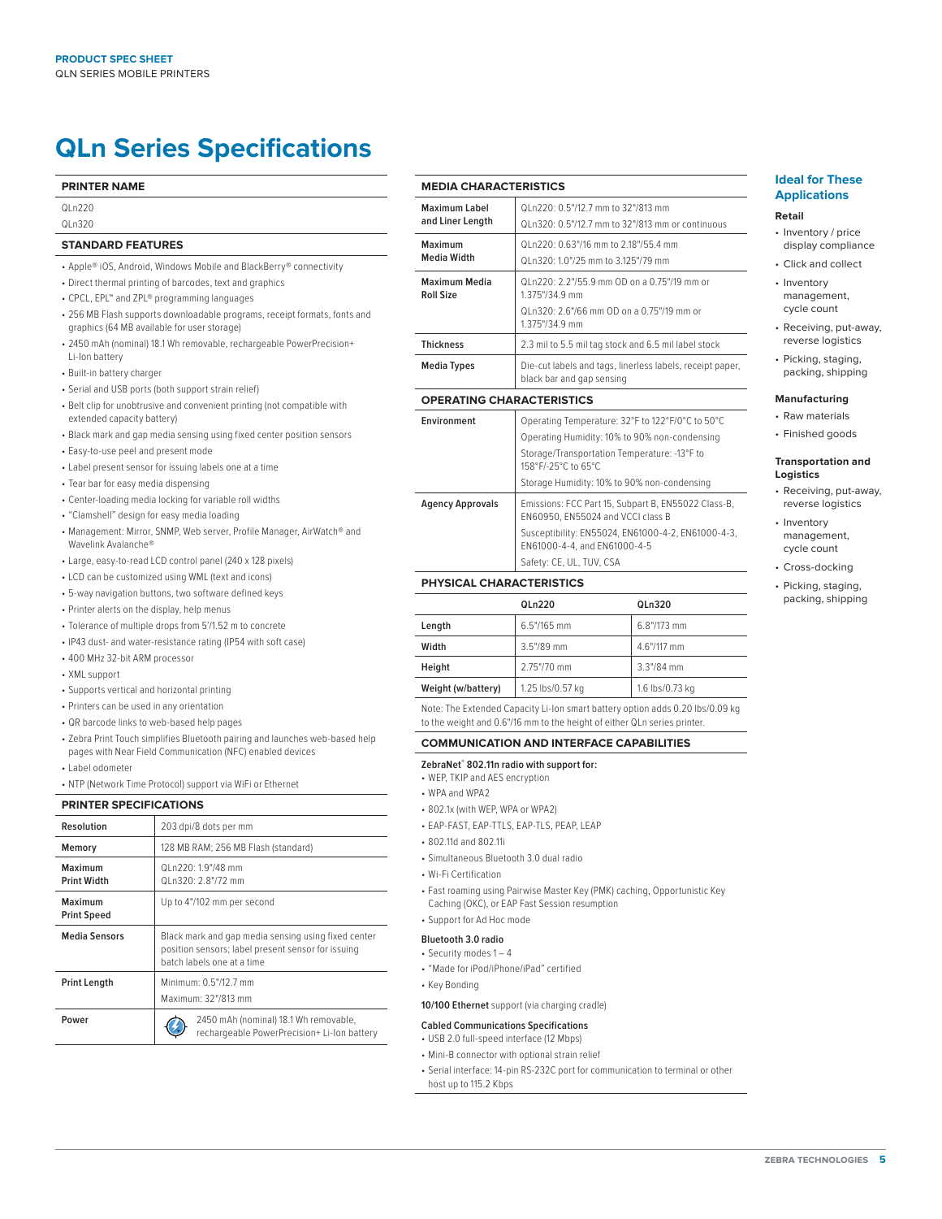# QLn Series Specifications

## PRINTER NAME

QLn220
QLn320

## STANDARD FEATURES

- Apple® iOS, Android, Windows Mobile and BlackBerry® connectivity
- Direct thermal printing of barcodes, text and graphics
- CPCL, EPL™ and ZPL® programming languages
- 256 MB Flash supports downloadable programs, receipt formats, fonts and graphics (64 MB available for user storage)
- 2450 mAh (nominal) 18.1 Wh removable, rechargeable PowerPrecision+ Li-Ion battery
- Built-in battery charger
- Serial and USB ports (both support strain relief)
- Belt clip for unobtrusive and convenient printing (not compatible with extended capacity battery)
- Black mark and gap media sensing using fixed center position sensors
- Easy-to-use peel and present mode
- Label present sensor for issuing labels one at a time
- Tear bar for easy media dispensing
- Center-loading media locking for variable roll widths
- "Clamshell" design for easy media loading
- Management: Mirror, SNMP, Web server, Profile Manager, AirWatch® and Wavelink Avalanche®
- Large, easy-to-read LCD control panel (240 x 128 pixels)
- LCD can be customized using WML (text and icons)
- 5-way navigation buttons, two software defined keys
- Printer alerts on the display, help menus
- Tolerance of multiple drops from 5'/1.52 m to concrete
- IP43 dust- and water-resistance rating (IP54 with soft case)
- 400 MHz 32-bit ARM processor
- XML support
- Supports vertical and horizontal printing
- Printers can be used in any orientation
- QR barcode links to web-based help pages
- Zebra Print Touch simplifies Bluetooth pairing and launches web-based help pages with Near Field Communication (NFC) enabled devices
- Label odometer
- NTP (Network Time Protocol) support via WiFi or Ethernet

## PRINTER SPECIFICATIONS

| | |
|---|---|
| **Resolution** | 203 dpi/8 dots per mm |
| **Memory** | 128 MB RAM; 256 MB Flash (standard) |
| **Maximum Print Width** | QLn220: 1.9"/48 mm<br>QLn320: 2.8"/72 mm |
| **Maximum Print Speed** | Up to 4"/102 mm per second |
| **Media Sensors** | Black mark and gap media sensing using fixed center position sensors; label present sensor for issuing batch labels one at a time |
| **Print Length** | Minimum: 0.5"/12.7 mm<br>Maximum: 32"/813 mm |
| **Power** | 2450 mAh (nominal) 18.1 Wh removable, rechargeable PowerPrecision+ Li-Ion battery |

## MEDIA CHARACTERISTICS

| | |
|---|---|
| **Maximum Label and Liner Length** | QLn220: 0.5"/12.7 mm to 32"/813 mm<br>QLn320: 0.5"/12.7 mm to 32"/813 mm or continuous |
| **Maximum Media Width** | QLn220: 0.63"/16 mm to 2.18"/55.4 mm<br>QLn320: 1.0"/25 mm to 3.125"/79 mm |
| **Maximum Media Roll Size** | QLn220: 2.2"/55.9 mm OD on a 0.75"/19 mm or 1.375"/34.9 mm<br>QLn320: 2.6"/66 mm OD on a 0.75"/19 mm or 1.375"/34.9 mm |
| **Thickness** | 2.3 mil to 5.5 mil tag stock and 6.5 mil label stock |
| **Media Types** | Die-cut labels and tags, linerless labels, receipt paper, black bar and gap sensing |

## OPERATING CHARACTERISTICS

| | |
|---|---|
| **Environment** | Operating Temperature: 32°F to 122°F/0°C to 50°C<br>Operating Humidity: 10% to 90% non-condensing<br>Storage/Transportation Temperature: -13°F to 158°F/-25°C to 65°C<br>Storage Humidity: 10% to 90% non-condensing |
| **Agency Approvals** | Emissions: FCC Part 15, Subpart B, EN55022 Class-B, EN60950, EN55024 and VCCI class B<br>Susceptibility: EN55024, EN61000-4-2, EN61000-4-3, EN61000-4-4, and EN61000-4-5<br>Safety: CE, UL, TUV, CSA |

## PHYSICAL CHARACTERISTICS

| | QLn220 | QLn320 |
|---|---|---|
| **Length** | 6.5"/165 mm | 6.8"/173 mm |
| **Width** | 3.5"/89 mm | 4.6"/117 mm |
| **Height** | 2.75"/70 mm | 3.3"/84 mm |
| **Weight (w/battery)** | 1.25 lbs/0.57 kg | 1.6 lbs/0.73 kg |

Note: The Extended Capacity Li-Ion smart battery option adds 0.20 lbs/0.09 kg to the weight and 0.6"/16 mm to the height of either QLn series printer.

## COMMUNICATION AND INTERFACE CAPABILITIES

**ZebraNet® 802.11n radio with support for:**

- WEP, TKIP and AES encryption
- WPA and WPA2
- 802.1x (with WEP, WPA or WPA2)
- EAP-FAST, EAP-TTLS, EAP-TLS, PEAP, LEAP
- 802.11d and 802.11i
- Simultaneous Bluetooth 3.0 dual radio
- Wi-Fi Certification
- Fast roaming using Pairwise Master Key (PMK) caching, Opportunistic Key Caching (OKC), or EAP Fast Session resumption
- Support for Ad Hoc mode

**Bluetooth 3.0 radio**

- Security modes 1 – 4
- "Made for iPod/iPhone/iPad" certified
- Key Bonding

**10/100 Ethernet** support (via charging cradle)

**Cabled Communications Specifications**

- USB 2.0 full-speed interface (12 Mbps)
- Mini-B connector with optional strain relief
- Serial interface: 14-pin RS-232C port for communication to terminal or other host up to 115.2 Kbps

## Ideal for These Applications

**Retail**

- Inventory / price display compliance
- Click and collect
- Inventory management, cycle count
- Receiving, put-away, reverse logistics
- Picking, staging, packing, shipping

**Manufacturing**

- Raw materials
- Finished goods

**Transportation and Logistics**

- Receiving, put-away, reverse logistics
- Inventory management, cycle count
- Cross-docking
- Picking, staging, packing, shipping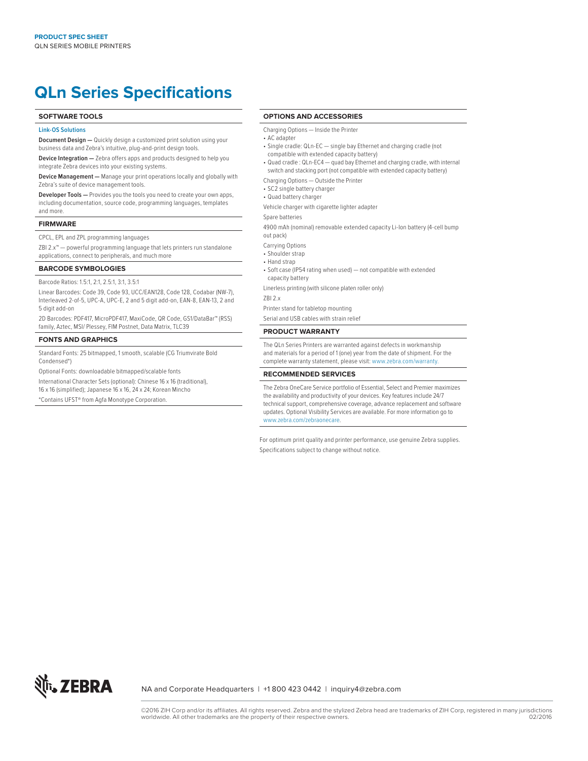# QLn Series Specifications

## SOFTWARE TOOLS

**Link-OS Solutions**

**Document Design —** Quickly design a customized print solution using your business data and Zebra's intuitive, plug-and-print design tools.

**Device Integration —** Zebra offers apps and products designed to help you integrate Zebra devices into your existing systems.

**Device Management —** Manage your print operations locally and globally with Zebra's suite of device management tools.

**Developer Tools —** Provides you the tools you need to create your own apps, including documentation, source code, programming languages, templates and more.

## FIRMWARE

CPCL, EPL and ZPL programming languages

ZBI 2.x™ — powerful programming language that lets printers run standalone applications, connect to peripherals, and much more

## BARCODE SYMBOLOGIES

Barcode Ratios: 1.5:1, 2:1, 2.5:1, 3:1, 3.5:1

Linear Barcodes: Code 39, Code 93, UCC/EAN128, Code 128, Codabar (NW-7), Interleaved 2-of-5, UPC-A, UPC-E, 2 and 5 digit add-on, EAN-8, EAN-13, 2 and 5 digit add-on

2D Barcodes: PDF417, MicroPDF417, MaxiCode, QR Code, GS1/DataBar™ (RSS) family, Aztec, MSI/ Plessey, FIM Postnet, Data Matrix, TLC39

## FONTS AND GRAPHICS

Standard Fonts: 25 bitmapped, 1 smooth, scalable (CG Triumvirate Bold Condensed*)

Optional Fonts: downloadable bitmapped/scalable fonts

International Character Sets (optional): Chinese 16 x 16 (traditional), 16 x 16 (simplified); Japanese 16 x 16, 24 x 24; Korean Mincho

*Contains UFST® from Agfa Monotype Corporation.

## OPTIONS AND ACCESSORIES

Charging Options — Inside the Printer

- AC adapter
- Single cradle: QLn-EC — single bay Ethernet and charging cradle (not compatible with extended capacity battery)
- Quad cradle : QLn-EC4 — quad bay Ethernet and charging cradle, with internal switch and stacking port (not compatible with extended capacity battery)

Charging Options — Outside the Printer

- SC2 single battery charger
- Quad battery charger

Vehicle charger with cigarette lighter adapter

Spare batteries

4900 mAh (nominal) removable extended capacity Li-Ion battery (4-cell bump out pack)

Carrying Options

- Shoulder strap
- Hand strap
- Soft case (IP54 rating when used) — not compatible with extended capacity battery

Linerless printing (with silicone platen roller only)

ZBI 2.x

Printer stand for tabletop mounting

Serial and USB cables with strain relief

## PRODUCT WARRANTY

The QLn Series Printers are warranted against defects in workmanship and materials for a period of 1 (one) year from the date of shipment. For the complete warranty statement, please visit: www.zebra.com/warranty.

## RECOMMENDED SERVICES

The Zebra OneCare Service portfolio of Essential, Select and Premier maximizes the availability and productivity of your devices. Key features include 24/7 technical support, comprehensive coverage, advance replacement and software updates. Optional Visibility Services are available. For more information go to www.zebra.com/zebraonecare.

For optimum print quality and printer performance, use genuine Zebra supplies.

Specifications subject to change without notice.

NA and Corporate Headquarters | +1 800 423 0442 | inquiry4@zebra.com

©2016 ZIH Corp and/or its affiliates. All rights reserved. Zebra and the stylized Zebra head are trademarks of ZIH Corp, registered in many jurisdictions worldwide. All other trademarks are the property of their respective owners. 02/2016